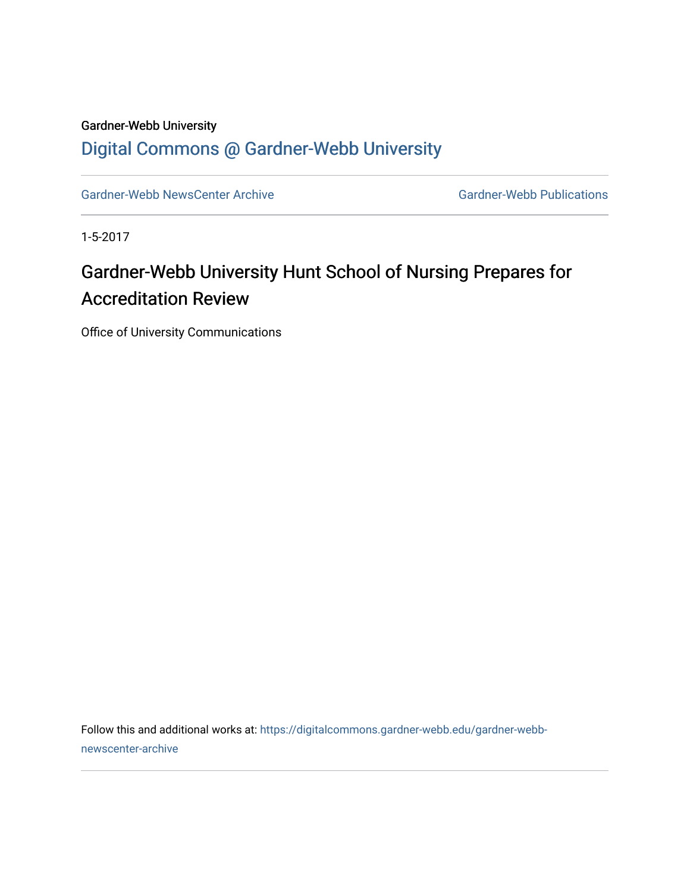Gardner-Webb University

# Digital Commons @ Gardner-Webb University

Gardner-Webb NewsCenter Archive

Gardner-Webb Publications

1-5-2017

## Gardner-Webb University Hunt School of Nursing Prepares for Accreditation Review

Office of University Communications

Follow this and additional works at: https://digitalcommons.gardner-webb.edu/gardner-webb-newscenter-archive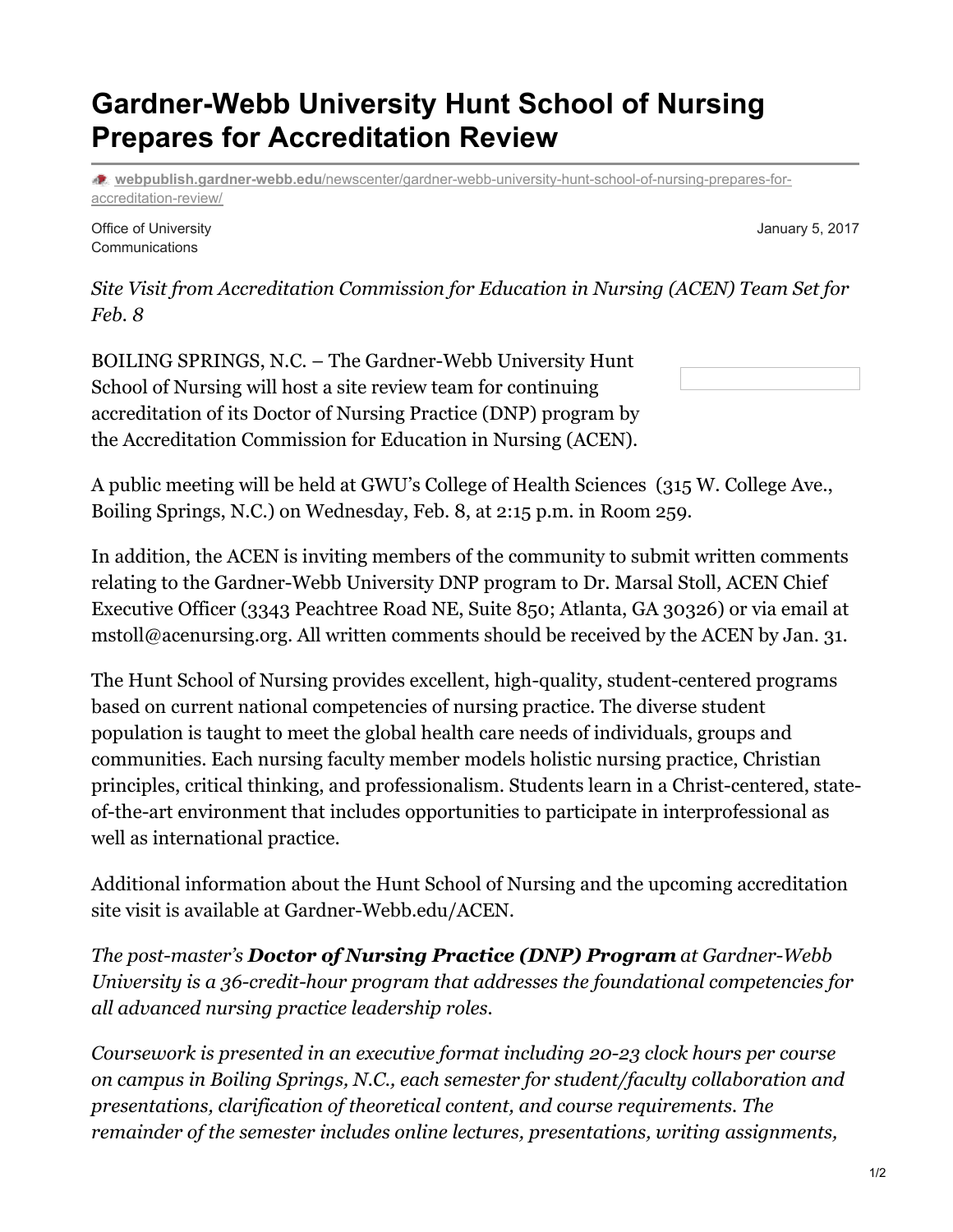# Gardner-Webb University Hunt School of Nursing Prepares for Accreditation Review

webpublish.gardner-webb.edu/newscenter/gardner-webb-university-hunt-school-of-nursing-prepares-for-accreditation-review/

Office of University Communications

January 5, 2017

*Site Visit from Accreditation Commission for Education in Nursing (ACEN) Team Set for Feb. 8*

BOILING SPRINGS, N.C. – The Gardner-Webb University Hunt School of Nursing will host a site review team for continuing accreditation of its Doctor of Nursing Practice (DNP) program by the Accreditation Commission for Education in Nursing (ACEN).

A public meeting will be held at GWU's College of Health Sciences (315 W. College Ave., Boiling Springs, N.C.) on Wednesday, Feb. 8, at 2:15 p.m. in Room 259.

In addition, the ACEN is inviting members of the community to submit written comments relating to the Gardner-Webb University DNP program to Dr. Marsal Stoll, ACEN Chief Executive Officer (3343 Peachtree Road NE, Suite 850; Atlanta, GA 30326) or via email at mstoll@acenursing.org. All written comments should be received by the ACEN by Jan. 31.

The Hunt School of Nursing provides excellent, high-quality, student-centered programs based on current national competencies of nursing practice. The diverse student population is taught to meet the global health care needs of individuals, groups and communities. Each nursing faculty member models holistic nursing practice, Christian principles, critical thinking, and professionalism. Students learn in a Christ-centered, state-of-the-art environment that includes opportunities to participate in interprofessional as well as international practice.

Additional information about the Hunt School of Nursing and the upcoming accreditation site visit is available at Gardner-Webb.edu/ACEN.

*The post-master's **Doctor of Nursing Practice (DNP) Program** at Gardner-Webb University is a 36-credit-hour program that addresses the foundational competencies for all advanced nursing practice leadership roles.*

*Coursework is presented in an executive format including 20-23 clock hours per course on campus in Boiling Springs, N.C., each semester for student/faculty collaboration and presentations, clarification of theoretical content, and course requirements. The remainder of the semester includes online lectures, presentations, writing assignments,*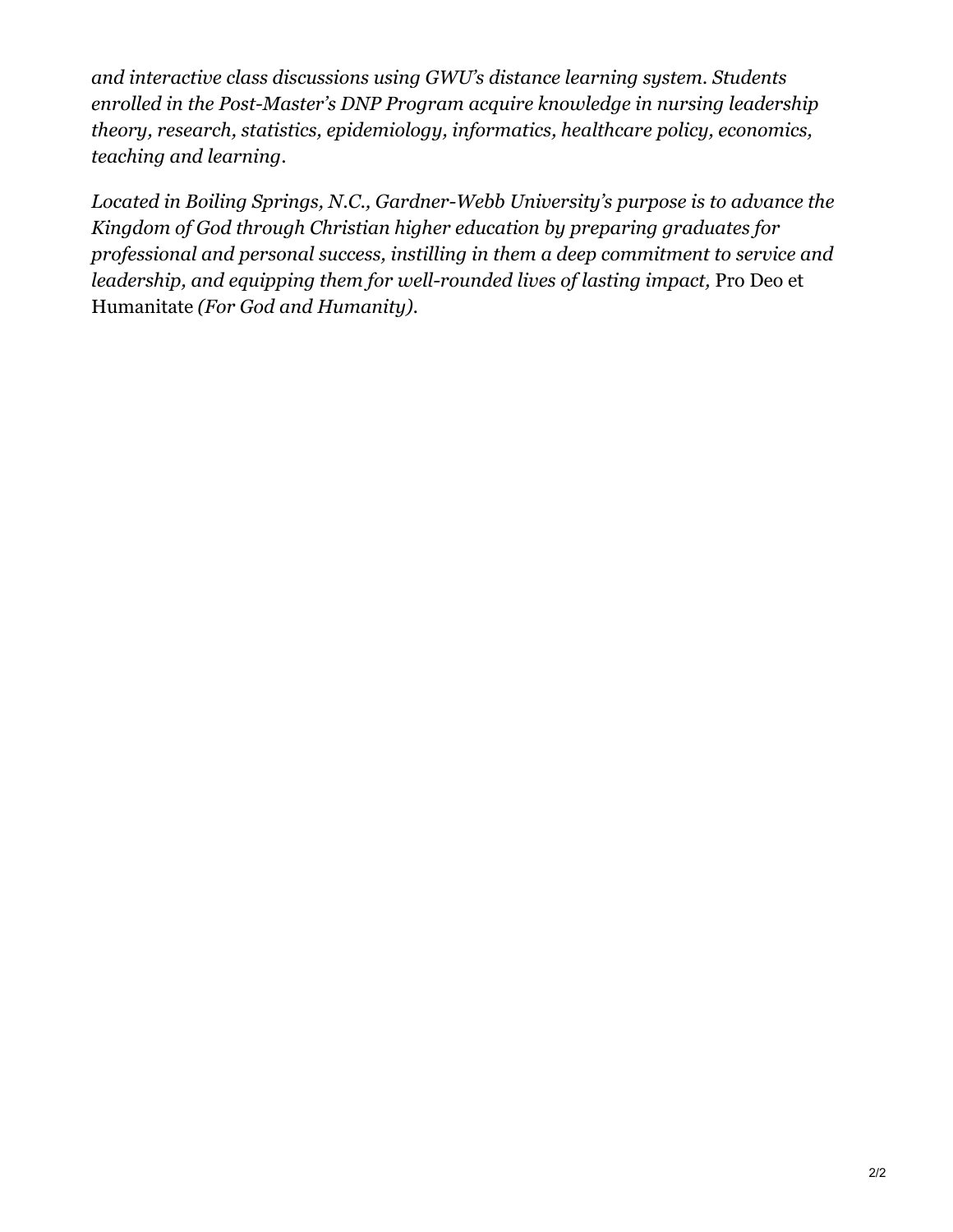*and interactive class discussions using GWU's distance learning system. Students enrolled in the Post-Master's DNP Program acquire knowledge in nursing leadership theory, research, statistics, epidemiology, informatics, healthcare policy, economics, teaching and learning.*

*Located in Boiling Springs, N.C., Gardner-Webb University's purpose is to advance the Kingdom of God through Christian higher education by preparing graduates for professional and personal success, instilling in them a deep commitment to service and leadership, and equipping them for well-rounded lives of lasting impact,* Pro Deo et Humanitate *(For God and Humanity).*